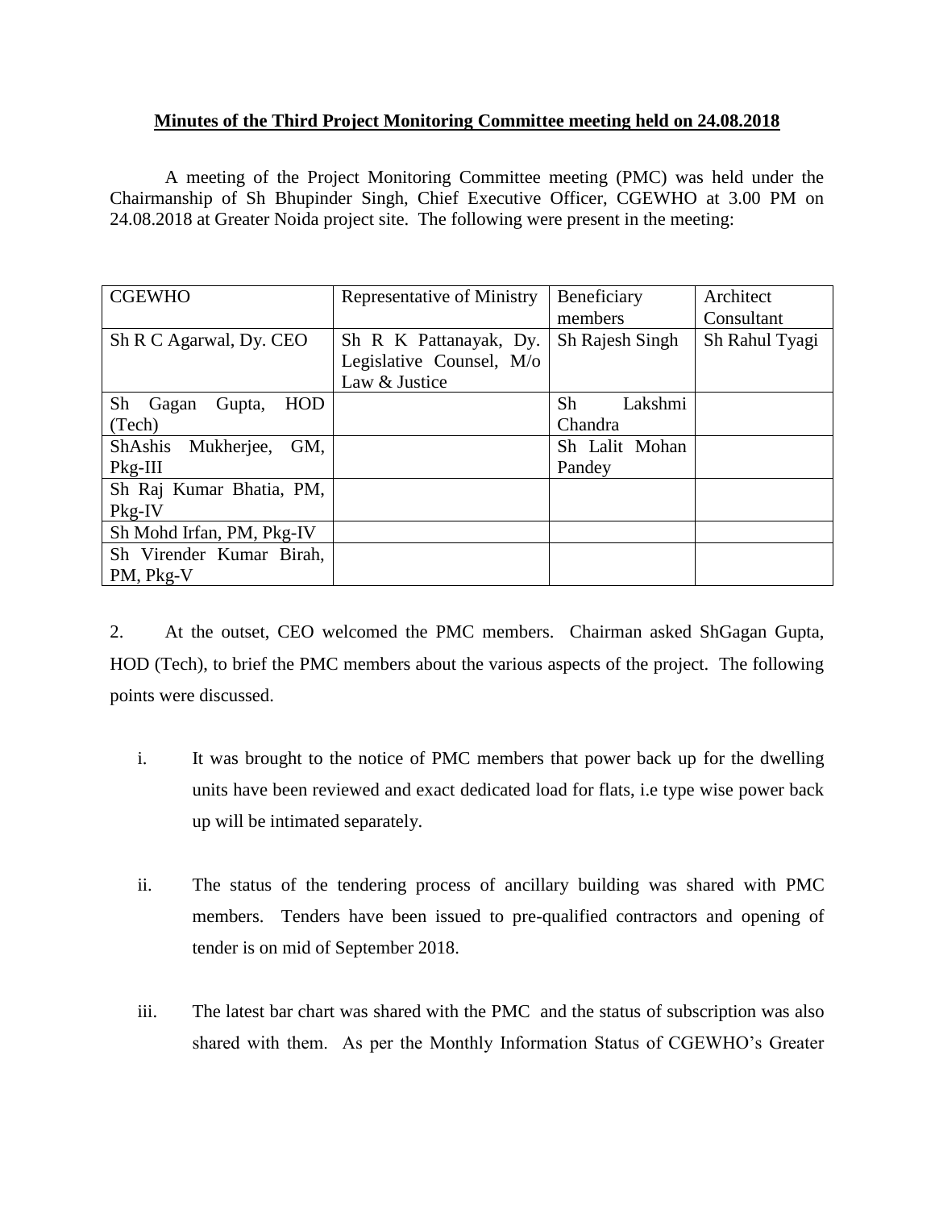**Minutes of the Third Project Monitoring Committee meeting held on 24.08.2018**

A meeting of the Project Monitoring Committee meeting (PMC) was held under the Chairmanship of Sh Bhupinder Singh, Chief Executive Officer, CGEWHO at 3.00 PM on 24.08.2018 at Greater Noida project site. The following were present in the meeting:

| CGEWHO | Representative of Ministry | Beneficiary members | Architect Consultant |
|---|---|---|---|
| Sh R C Agarwal, Dy. CEO | Sh R K Pattanayak, Dy. Legislative Counsel, M/o Law & Justice | Sh Rajesh Singh | Sh Rahul Tyagi |
| Sh Gagan Gupta, HOD (Tech) | | Sh Lakshmi Chandra | |
| ShAshis Mukherjee, GM, Pkg-III | | Sh Lalit Mohan Pandey | |
| Sh Raj Kumar Bhatia, PM, Pkg-IV | | | |
| Sh Mohd Irfan, PM, Pkg-IV | | | |
| Sh Virender Kumar Birah, PM, Pkg-V | | | |

2. At the outset, CEO welcomed the PMC members. Chairman asked ShGagan Gupta, HOD (Tech), to brief the PMC members about the various aspects of the project. The following points were discussed.

i. It was brought to the notice of PMC members that power back up for the dwelling units have been reviewed and exact dedicated load for flats, i.e type wise power back up will be intimated separately.

ii. The status of the tendering process of ancillary building was shared with PMC members. Tenders have been issued to pre-qualified contractors and opening of tender is on mid of September 2018.

iii. The latest bar chart was shared with the PMC and the status of subscription was also shared with them. As per the Monthly Information Status of CGEWHO's Greater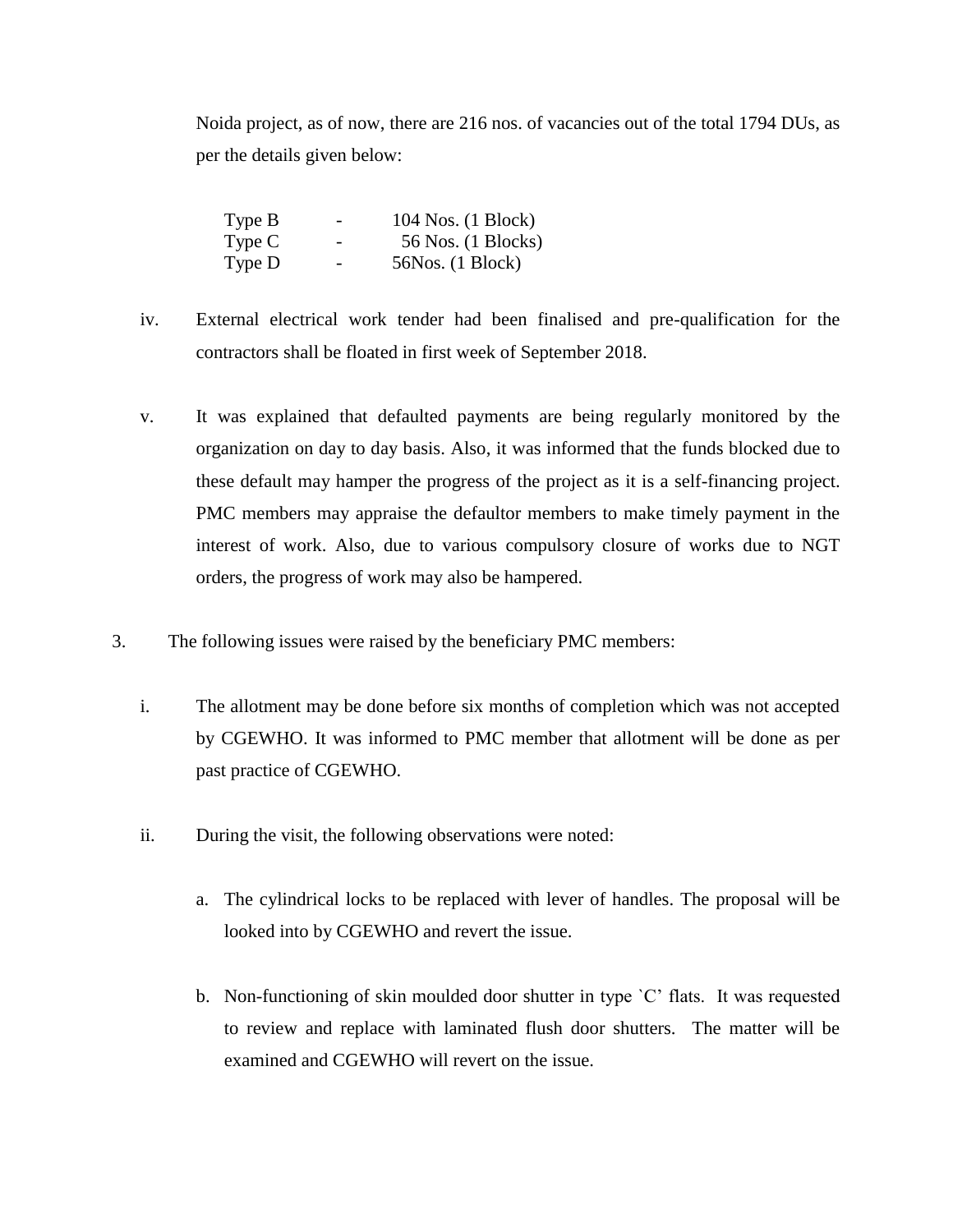Noida project, as of now, there are 216 nos. of vacancies out of the total 1794 DUs, as per the details given below:

| | | |
|---|---|---|
| Type B | - | 104 Nos. (1 Block) |
| Type C | - | 56 Nos. (1 Blocks) |
| Type D | - | 56Nos. (1 Block) |

iv. External electrical work tender had been finalised and pre-qualification for the contractors shall be floated in first week of September 2018.

v. It was explained that defaulted payments are being regularly monitored by the organization on day to day basis. Also, it was informed that the funds blocked due to these default may hamper the progress of the project as it is a self-financing project. PMC members may appraise the defaultor members to make timely payment in the interest of work. Also, due to various compulsory closure of works due to NGT orders, the progress of work may also be hampered.

3. The following issues were raised by the beneficiary PMC members:

   i. The allotment may be done before six months of completion which was not accepted by CGEWHO. It was informed to PMC member that allotment will be done as per past practice of CGEWHO.

   ii. During the visit, the following observations were noted:

      a. The cylindrical locks to be replaced with lever of handles. The proposal will be looked into by CGEWHO and revert the issue.

      b. Non-functioning of skin moulded door shutter in type `C' flats. It was requested to review and replace with laminated flush door shutters. The matter will be examined and CGEWHO will revert on the issue.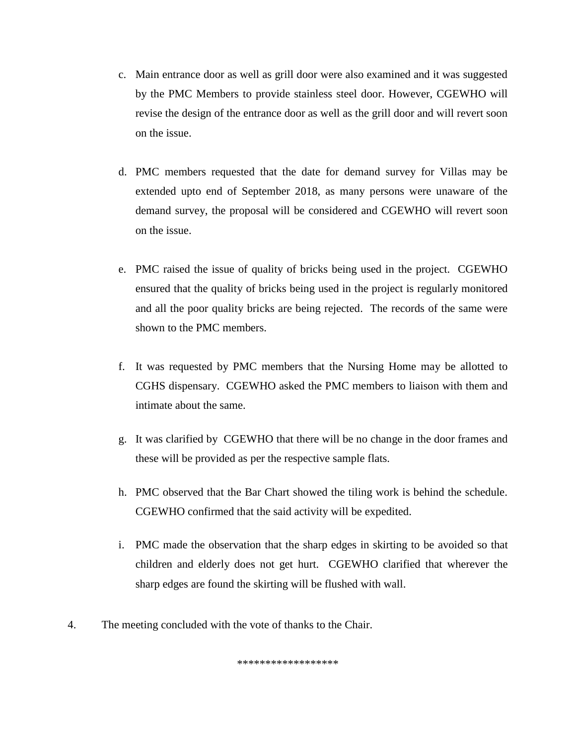c. Main entrance door as well as grill door were also examined and it was suggested by the PMC Members to provide stainless steel door. However, CGEWHO will revise the design of the entrance door as well as the grill door and will revert soon on the issue.

d. PMC members requested that the date for demand survey for Villas may be extended upto end of September 2018, as many persons were unaware of the demand survey, the proposal will be considered and CGEWHO will revert soon on the issue.

e. PMC raised the issue of quality of bricks being used in the project. CGEWHO ensured that the quality of bricks being used in the project is regularly monitored and all the poor quality bricks are being rejected. The records of the same were shown to the PMC members.

f. It was requested by PMC members that the Nursing Home may be allotted to CGHS dispensary. CGEWHO asked the PMC members to liaison with them and intimate about the same.

g. It was clarified by CGEWHO that there will be no change in the door frames and these will be provided as per the respective sample flats.

h. PMC observed that the Bar Chart showed the tiling work is behind the schedule. CGEWHO confirmed that the said activity will be expedited.

i. PMC made the observation that the sharp edges in skirting to be avoided so that children and elderly does not get hurt. CGEWHO clarified that wherever the sharp edges are found the skirting will be flushed with wall.

4. The meeting concluded with the vote of thanks to the Chair.

*****************